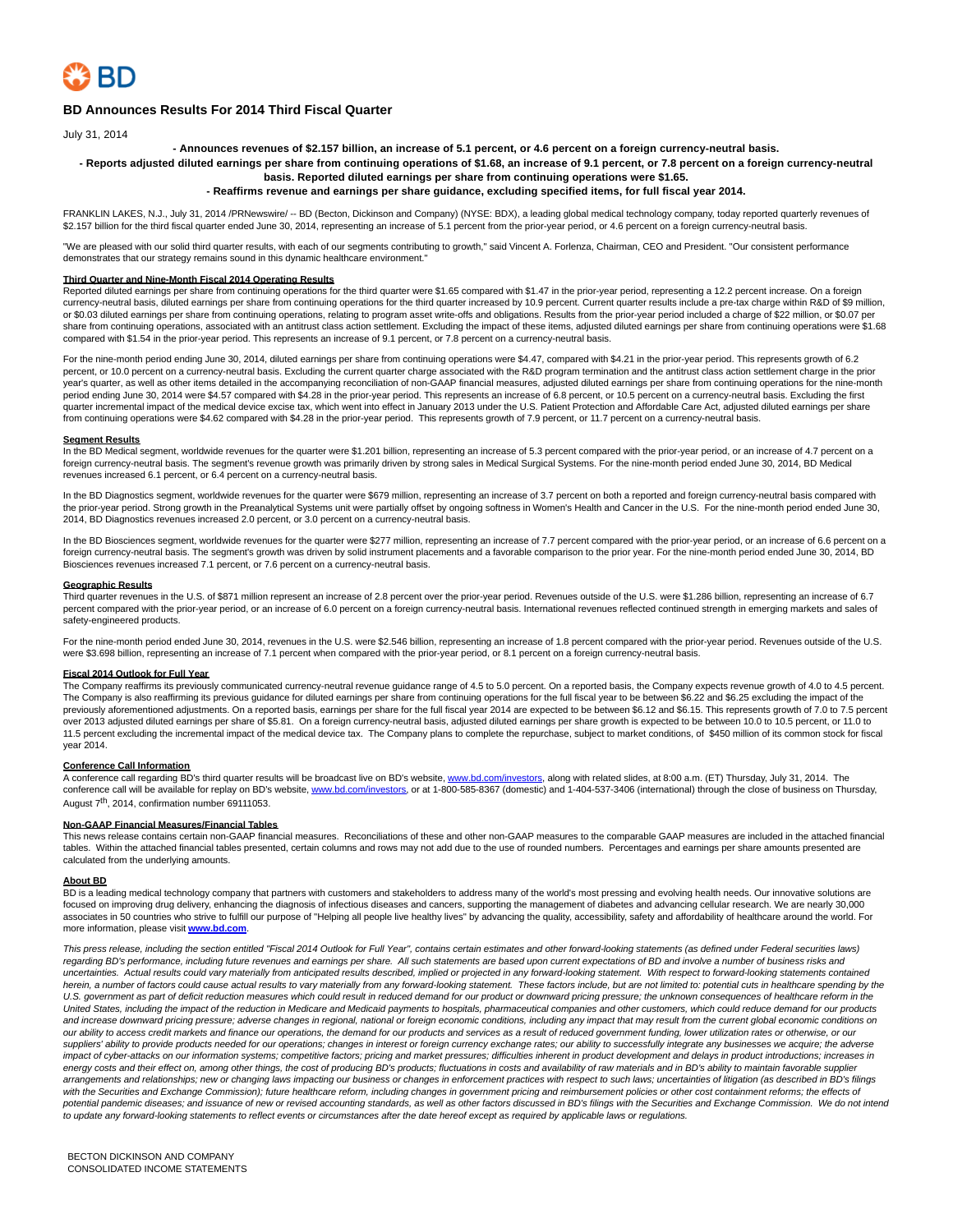BD

# BD Announces Results For 2014 Third Fiscal Quarter

July 31, 2014

**- Announces revenues of $2.157 billion, an increase of 5.1 percent, or 4.6 percent on a foreign currency-neutral basis.**

**- Reports adjusted diluted earnings per share from continuing operations of $1.68, an increase of 9.1 percent, or 7.8 percent on a foreign currency-neutral basis. Reported diluted earnings per share from continuing operations were $1.65.**

**- Reaffirms revenue and earnings per share guidance, excluding specified items, for full fiscal year 2014.**

FRANKLIN LAKES, N.J., July 31, 2014 /PRNewswire/ -- BD (Becton, Dickinson and Company) (NYSE: BDX), a leading global medical technology company, today reported quarterly revenues of $2.157 billion for the third fiscal quarter ended June 30, 2014, representing an increase of 5.1 percent from the prior-year period, or 4.6 percent on a foreign currency-neutral basis.

"We are pleased with our solid third quarter results, with each of our segments contributing to growth," said Vincent A. Forlenza, Chairman, CEO and President. "Our consistent performance demonstrates that our strategy remains sound in this dynamic healthcare environment."

**Third Quarter and Nine-Month Fiscal 2014 Operating Results**

Reported diluted earnings per share from continuing operations for the third quarter were $1.65 compared with $1.47 in the prior-year period, representing a 12.2 percent increase. On a foreign currency-neutral basis, diluted earnings per share from continuing operations for the third quarter increased by 10.9 percent. Current quarter results include a pre-tax charge within R&D of $9 million, or $0.03 diluted earnings per share from continuing operations, relating to program asset write-offs and obligations. Results from the prior-year period included a charge of $22 million, or $0.07 per share from continuing operations, associated with an antitrust class action settlement. Excluding the impact of these items, adjusted diluted earnings per share from continuing operations were $1.68 compared with $1.54 in the prior-year period. This represents an increase of 9.1 percent, or 7.8 percent on a currency-neutral basis.

For the nine-month period ending June 30, 2014, diluted earnings per share from continuing operations were $4.47, compared with $4.21 in the prior-year period. This represents growth of 6.2 percent, or 10.0 percent on a currency-neutral basis. Excluding the current quarter charge associated with the R&D program termination and the antitrust class action settlement charge in the prior year's quarter, as well as other items detailed in the accompanying reconciliation of non-GAAP financial measures, adjusted diluted earnings per share from continuing operations for the nine-month period ending June 30, 2014 were $4.57 compared with $4.28 in the prior-year period. This represents an increase of 6.8 percent, or 10.5 percent on a currency-neutral basis. Excluding the first quarter incremental impact of the medical device excise tax, which went into effect in January 2013 under the U.S. Patient Protection and Affordable Care Act, adjusted diluted earnings per share from continuing operations were $4.62 compared with $4.28 in the prior-year period. This represents growth of 7.9 percent, or 11.7 percent on a currency-neutral basis.

**Segment Results**

In the BD Medical segment, worldwide revenues for the quarter were $1.201 billion, representing an increase of 5.3 percent compared with the prior-year period, or an increase of 4.7 percent on a foreign currency-neutral basis. The segment's revenue growth was primarily driven by strong sales in Medical Surgical Systems. For the nine-month period ended June 30, 2014, BD Medical revenues increased 6.1 percent, or 6.4 percent on a currency-neutral basis.

In the BD Diagnostics segment, worldwide revenues for the quarter were $679 million, representing an increase of 3.7 percent on both a reported and foreign currency-neutral basis compared with the prior-year period. Strong growth in the Preanalytical Systems unit were partially offset by ongoing softness in Women's Health and Cancer in the U.S. For the nine-month period ended June 30, 2014, BD Diagnostics revenues increased 2.0 percent, or 3.0 percent on a currency-neutral basis.

In the BD Biosciences segment, worldwide revenues for the quarter were $277 million, representing an increase of 7.7 percent compared with the prior-year period, or an increase of 6.6 percent on a foreign currency-neutral basis. The segment's growth was driven by solid instrument placements and a favorable comparison to the prior year. For the nine-month period ended June 30, 2014, BD Biosciences revenues increased 7.1 percent, or 7.6 percent on a currency-neutral basis.

**Geographic Results**

Third quarter revenues in the U.S. of $871 million represent an increase of 2.8 percent over the prior-year period. Revenues outside of the U.S. were $1.286 billion, representing an increase of 6.7 percent compared with the prior-year period, or an increase of 6.0 percent on a foreign currency-neutral basis. International revenues reflected continued strength in emerging markets and sales of safety-engineered products.

For the nine-month period ended June 30, 2014, revenues in the U.S. were $2.546 billion, representing an increase of 1.8 percent compared with the prior-year period. Revenues outside of the U.S. were $3.698 billion, representing an increase of 7.1 percent when compared with the prior-year period, or 8.1 percent on a foreign currency-neutral basis.

**Fiscal 2014 Outlook for Full Year**

The Company reaffirms its previously communicated currency-neutral revenue guidance range of 4.5 to 5.0 percent. On a reported basis, the Company expects revenue growth of 4.0 to 4.5 percent. The Company is also reaffirming its previous guidance for diluted earnings per share from continuing operations for the full fiscal year to be between $6.22 and $6.25 excluding the impact of the previously aforementioned adjustments. On a reported basis, earnings per share for the full fiscal year 2014 are expected to be between $6.12 and $6.15. This represents growth of 7.0 to 7.5 percent over 2013 adjusted diluted earnings per share of $5.81. On a foreign currency-neutral basis, adjusted diluted earnings per share growth is expected to be between 10.0 to 10.5 percent, or 11.0 to 11.5 percent excluding the incremental impact of the medical device tax. The Company plans to complete the repurchase, subject to market conditions, of $450 million of its common stock for fiscal year 2014.

**Conference Call Information**

A conference call regarding BD's third quarter results will be broadcast live on BD's website, www.bd.com/investors, along with related slides, at 8:00 a.m. (ET) Thursday, July 31, 2014. The conference call will be available for replay on BD's website, www.bd.com/investors, or at 1-800-585-8367 (domestic) and 1-404-537-3406 (international) through the close of business on Thursday, August 7th, 2014, confirmation number 69111053.

**Non-GAAP Financial Measures/Financial Tables**

This news release contains certain non-GAAP financial measures. Reconciliations of these and other non-GAAP measures to the comparable GAAP measures are included in the attached financial tables. Within the attached financial tables presented, certain columns and rows may not add due to the use of rounded numbers. Percentages and earnings per share amounts presented are calculated from the underlying amounts.

**About BD**

BD is a leading medical technology company that partners with customers and stakeholders to address many of the world's most pressing and evolving health needs. Our innovative solutions are focused on improving drug delivery, enhancing the diagnosis of infectious diseases and cancers, supporting the management of diabetes and advancing cellular research. We are nearly 30,000 associates in 50 countries who strive to fulfill our purpose of "Helping all people live healthy lives" by advancing the quality, accessibility, safety and affordability of healthcare around the world. For more information, please visit **www.bd.com**.

*This press release, including the section entitled "Fiscal 2014 Outlook for Full Year", contains certain estimates and other forward-looking statements (as defined under Federal securities laws) regarding BD's performance, including future revenues and earnings per share. All such statements are based upon current expectations of BD and involve a number of business risks and uncertainties. Actual results could vary materially from anticipated results described, implied or projected in any forward-looking statement. With respect to forward-looking statements contained herein, a number of factors could cause actual results to vary materially from any forward-looking statement. These factors include, but are not limited to: potential cuts in healthcare spending by the U.S. government as part of deficit reduction measures which could result in reduced demand for our product or downward pricing pressure; the unknown consequences of healthcare reform in the United States, including the impact of the reduction in Medicare and Medicaid payments to hospitals, pharmaceutical companies and other customers, which could reduce demand for our products and increase downward pricing pressure; adverse changes in regional, national or foreign economic conditions, including any impact that may result from the current global economic conditions on our ability to access credit markets and finance our operations, the demand for our products and services as a result of reduced government funding, lower utilization rates or otherwise, or our suppliers' ability to provide products needed for our operations; changes in interest or foreign currency exchange rates; our ability to successfully integrate any businesses we acquire; the adverse impact of cyber-attacks on our information systems; competitive factors; pricing and market pressures; difficulties inherent in product development and delays in product introductions; increases in energy costs and their effect on, among other things, the cost of producing BD's products; fluctuations in costs and availability of raw materials and in BD's ability to maintain favorable supplier arrangements and relationships; new or changing laws impacting our business or changes in enforcement practices with respect to such laws; uncertainties of litigation (as described in BD's filings with the Securities and Exchange Commission); future healthcare reform, including changes in government pricing and reimbursement policies or other cost containment reforms; the effects of potential pandemic diseases; and issuance of new or revised accounting standards, as well as other factors discussed in BD's filings with the Securities and Exchange Commission. We do not intend to update any forward-looking statements to reflect events or circumstances after the date hereof except as required by applicable laws or regulations.*

BECTON DICKINSON AND COMPANY
CONSOLIDATED INCOME STATEMENTS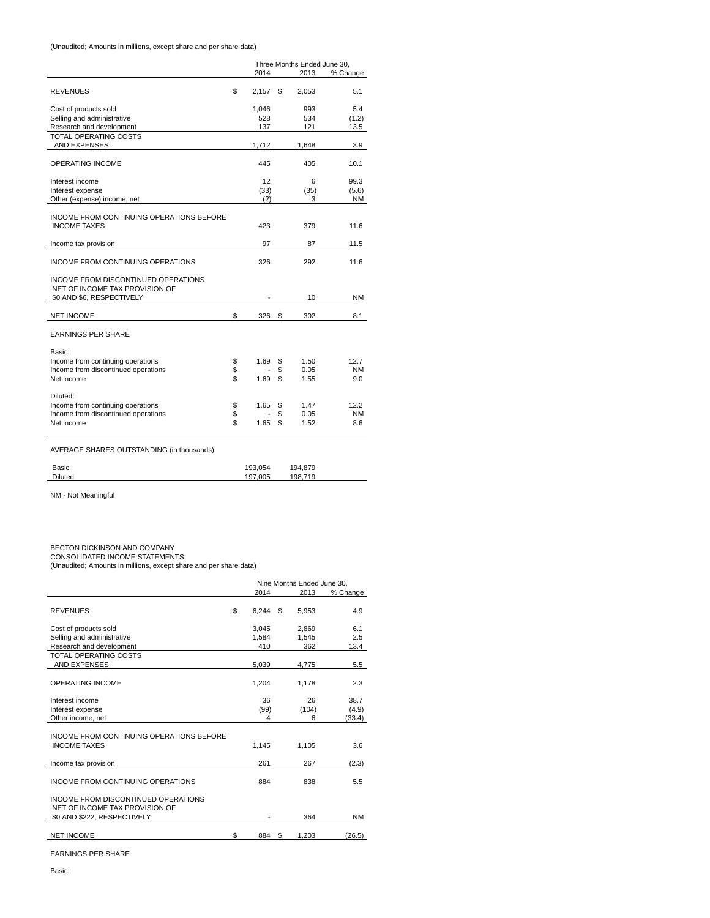(Unaudited; Amounts in millions, except share and per share data)

| | Three Months Ended June 30, | | |
|---|---|---|---|
| | 2014 | 2013 | % Change |
| REVENUES | $ 2,157 | $ 2,053 | 5.1 |
| Cost of products sold | 1,046 | 993 | 5.4 |
| Selling and administrative | 528 | 534 | (1.2) |
| Research and development | 137 | 121 | 13.5 |
| TOTAL OPERATING COSTS AND EXPENSES | 1,712 | 1,648 | 3.9 |
| OPERATING INCOME | 445 | 405 | 10.1 |
| Interest income | 12 | 6 | 99.3 |
| Interest expense | (33) | (35) | (5.6) |
| Other (expense) income, net | (2) | 3 | NM |
| INCOME FROM CONTINUING OPERATIONS BEFORE INCOME TAXES | 423 | 379 | 11.6 |
| Income tax provision | 97 | 87 | 11.5 |
| INCOME FROM CONTINUING OPERATIONS | 326 | 292 | 11.6 |
| INCOME FROM DISCONTINUED OPERATIONS NET OF INCOME TAX PROVISION OF $0 AND $6, RESPECTIVELY | - | 10 | NM |
| NET INCOME | $ 326 | $ 302 | 8.1 |
| EARNINGS PER SHARE | | | |
| Basic: | | | |
| Income from continuing operations | $ 1.69 | $ 1.50 | 12.7 |
| Income from discontinued operations | $ - | $ 0.05 | NM |
| Net income | $ 1.69 | $ 1.55 | 9.0 |
| Diluted: | | | |
| Income from continuing operations | $ 1.65 | $ 1.47 | 12.2 |
| Income from discontinued operations | $ - | $ 0.05 | NM |
| Net income | $ 1.65 | $ 1.52 | 8.6 |
| AVERAGE SHARES OUTSTANDING (in thousands) | | | |
| Basic | 193,054 | 194,879 | |
| Diluted | 197,005 | 198,719 | |

NM - Not Meaningful

BECTON DICKINSON AND COMPANY
CONSOLIDATED INCOME STATEMENTS
(Unaudited; Amounts in millions, except share and per share data)

| | Nine Months Ended June 30, | | |
|---|---|---|---|
| | 2014 | 2013 | % Change |
| REVENUES | $ 6,244 | $ 5,953 | 4.9 |
| Cost of products sold | 3,045 | 2,869 | 6.1 |
| Selling and administrative | 1,584 | 1,545 | 2.5 |
| Research and development | 410 | 362 | 13.4 |
| TOTAL OPERATING COSTS AND EXPENSES | 5,039 | 4,775 | 5.5 |
| OPERATING INCOME | 1,204 | 1,178 | 2.3 |
| Interest income | 36 | 26 | 38.7 |
| Interest expense | (99) | (104) | (4.9) |
| Other income, net | 4 | 6 | (33.4) |
| INCOME FROM CONTINUING OPERATIONS BEFORE INCOME TAXES | 1,145 | 1,105 | 3.6 |
| Income tax provision | 261 | 267 | (2.3) |
| INCOME FROM CONTINUING OPERATIONS | 884 | 838 | 5.5 |
| INCOME FROM DISCONTINUED OPERATIONS NET OF INCOME TAX PROVISION OF $0 AND $222, RESPECTIVELY | - | 364 | NM |
| NET INCOME | $ 884 | $ 1,203 | (26.5) |

EARNINGS PER SHARE

Basic: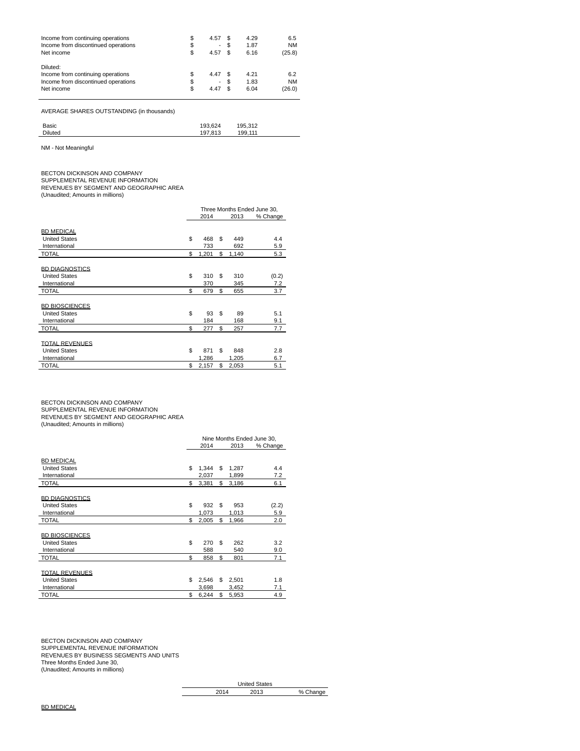| | | | |
|---|---|---|---|
| Income from continuing operations | $ 4.57 | $ 4.29 | 6.5 |
| Income from discontinued operations | $ - | $ 1.87 | NM |
| Net income | $ 4.57 | $ 6.16 | (25.8) |
| | | | |
| Diluted: | | | |
| Income from continuing operations | $ 4.47 | $ 4.21 | 6.2 |
| Income from discontinued operations | $ - | $ 1.83 | NM |
| Net income | $ 4.47 | $ 6.04 | (26.0) |

AVERAGE SHARES OUTSTANDING (in thousands)

| | | |
|---|---|---|
| Basic | 193,624 | 195,312 |
| Diluted | 197,813 | 199,111 |

NM - Not Meaningful

BECTON DICKINSON AND COMPANY
SUPPLEMENTAL REVENUE INFORMATION
REVENUES BY SEGMENT AND GEOGRAPHIC AREA
(Unaudited; Amounts in millions)

| | Three Months Ended June 30, | | |
|---|---|---|---|
| | 2014 | 2013 | % Change |
| BD MEDICAL | | | |
| United States | $ 468 | $ 449 | 4.4 |
| International | 733 | 692 | 5.9 |
| TOTAL | $ 1,201 | $ 1,140 | 5.3 |
| | | | |
| BD DIAGNOSTICS | | | |
| United States | $ 310 | $ 310 | (0.2) |
| International | 370 | 345 | 7.2 |
| TOTAL | $ 679 | $ 655 | 3.7 |
| | | | |
| BD BIOSCIENCES | | | |
| United States | $ 93 | $ 89 | 5.1 |
| International | 184 | 168 | 9.1 |
| TOTAL | $ 277 | $ 257 | 7.7 |
| | | | |
| TOTAL REVENUES | | | |
| United States | $ 871 | $ 848 | 2.8 |
| International | 1,286 | 1,205 | 6.7 |
| TOTAL | $ 2,157 | $ 2,053 | 5.1 |

BECTON DICKINSON AND COMPANY
SUPPLEMENTAL REVENUE INFORMATION
REVENUES BY SEGMENT AND GEOGRAPHIC AREA
(Unaudited; Amounts in millions)

| | Nine Months Ended June 30, | | |
|---|---|---|---|
| | 2014 | 2013 | % Change |
| BD MEDICAL | | | |
| United States | $ 1,344 | $ 1,287 | 4.4 |
| International | 2,037 | 1,899 | 7.2 |
| TOTAL | $ 3,381 | $ 3,186 | 6.1 |
| | | | |
| BD DIAGNOSTICS | | | |
| United States | $ 932 | $ 953 | (2.2) |
| International | 1,073 | 1,013 | 5.9 |
| TOTAL | $ 2,005 | $ 1,966 | 2.0 |
| | | | |
| BD BIOSCIENCES | | | |
| United States | $ 270 | $ 262 | 3.2 |
| International | 588 | 540 | 9.0 |
| TOTAL | $ 858 | $ 801 | 7.1 |
| | | | |
| TOTAL REVENUES | | | |
| United States | $ 2,546 | $ 2,501 | 1.8 |
| International | 3,698 | 3,452 | 7.1 |
| TOTAL | $ 6,244 | $ 5,953 | 4.9 |

BECTON DICKINSON AND COMPANY
SUPPLEMENTAL REVENUE INFORMATION
REVENUES BY BUSINESS SEGMENTS AND UNITS
Three Months Ended June 30,
(Unaudited; Amounts in millions)

| | United States | | |
|---|---|---|---|
| | 2014 | 2013 | % Change |
| BD MEDICAL | | | |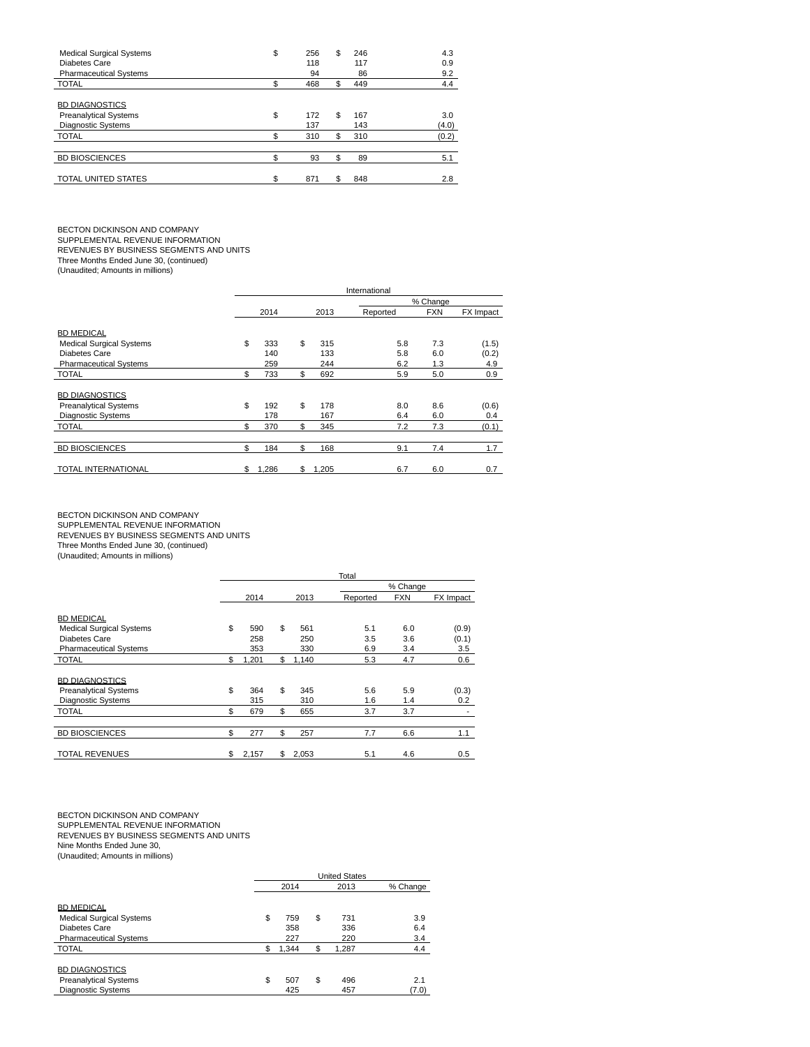| | 2014 | 2013 | % Change |
|---|---|---|---|
| Medical Surgical Systems | $ 256 | $ 246 | 4.3 |
| Diabetes Care | 118 | 117 | 0.9 |
| Pharmaceutical Systems | 94 | 86 | 9.2 |
| TOTAL | $ 468 | $ 449 | 4.4 |
| | | | |
| BD DIAGNOSTICS | | | |
| Preanalytical Systems | $ 172 | $ 167 | 3.0 |
| Diagnostic Systems | 137 | 143 | (4.0) |
| TOTAL | $ 310 | $ 310 | (0.2) |
| | | | |
| BD BIOSCIENCES | $ 93 | $ 89 | 5.1 |
| | | | |
| TOTAL UNITED STATES | $ 871 | $ 848 | 2.8 |

BECTON DICKINSON AND COMPANY
SUPPLEMENTAL REVENUE INFORMATION
REVENUES BY BUSINESS SEGMENTS AND UNITS
Three Months Ended June 30, (continued)
(Unaudited; Amounts in millions)

| | International | | | | |
|---|---|---|---|---|---|
| | | | % Change | | |
| | 2014 | 2013 | Reported | FXN | FX Impact |
| BD MEDICAL | | | | | |
| Medical Surgical Systems | $ 333 | $ 315 | 5.8 | 7.3 | (1.5) |
| Diabetes Care | 140 | 133 | 5.8 | 6.0 | (0.2) |
| Pharmaceutical Systems | 259 | 244 | 6.2 | 1.3 | 4.9 |
| TOTAL | $ 733 | $ 692 | 5.9 | 5.0 | 0.9 |
| | | | | | |
| BD DIAGNOSTICS | | | | | |
| Preanalytical Systems | $ 192 | $ 178 | 8.0 | 8.6 | (0.6) |
| Diagnostic Systems | 178 | 167 | 6.4 | 6.0 | 0.4 |
| TOTAL | $ 370 | $ 345 | 7.2 | 7.3 | (0.1) |
| | | | | | |
| BD BIOSCIENCES | $ 184 | $ 168 | 9.1 | 7.4 | 1.7 |
| | | | | | |
| TOTAL INTERNATIONAL | $ 1,286 | $ 1,205 | 6.7 | 6.0 | 0.7 |

BECTON DICKINSON AND COMPANY
SUPPLEMENTAL REVENUE INFORMATION
REVENUES BY BUSINESS SEGMENTS AND UNITS
Three Months Ended June 30, (continued)
(Unaudited; Amounts in millions)

| | Total | | | | |
|---|---|---|---|---|---|
| | | | % Change | | |
| | 2014 | 2013 | Reported | FXN | FX Impact |
| BD MEDICAL | | | | | |
| Medical Surgical Systems | $ 590 | $ 561 | 5.1 | 6.0 | (0.9) |
| Diabetes Care | 258 | 250 | 3.5 | 3.6 | (0.1) |
| Pharmaceutical Systems | 353 | 330 | 6.9 | 3.4 | 3.5 |
| TOTAL | $ 1,201 | $ 1,140 | 5.3 | 4.7 | 0.6 |
| | | | | | |
| BD DIAGNOSTICS | | | | | |
| Preanalytical Systems | $ 364 | $ 345 | 5.6 | 5.9 | (0.3) |
| Diagnostic Systems | 315 | 310 | 1.6 | 1.4 | 0.2 |
| TOTAL | $ 679 | $ 655 | 3.7 | 3.7 | - |
| | | | | | |
| BD BIOSCIENCES | $ 277 | $ 257 | 7.7 | 6.6 | 1.1 |
| | | | | | |
| TOTAL REVENUES | $ 2,157 | $ 2,053 | 5.1 | 4.6 | 0.5 |

BECTON DICKINSON AND COMPANY
SUPPLEMENTAL REVENUE INFORMATION
REVENUES BY BUSINESS SEGMENTS AND UNITS
Nine Months Ended June 30,
(Unaudited; Amounts in millions)

| | United States | | |
|---|---|---|---|
| | 2014 | 2013 | % Change |
| BD MEDICAL | | | |
| Medical Surgical Systems | $ 759 | $ 731 | 3.9 |
| Diabetes Care | 358 | 336 | 6.4 |
| Pharmaceutical Systems | 227 | 220 | 3.4 |
| TOTAL | $ 1,344 | $ 1,287 | 4.4 |
| | | | |
| BD DIAGNOSTICS | | | |
| Preanalytical Systems | $ 507 | $ 496 | 2.1 |
| Diagnostic Systems | 425 | 457 | (7.0) |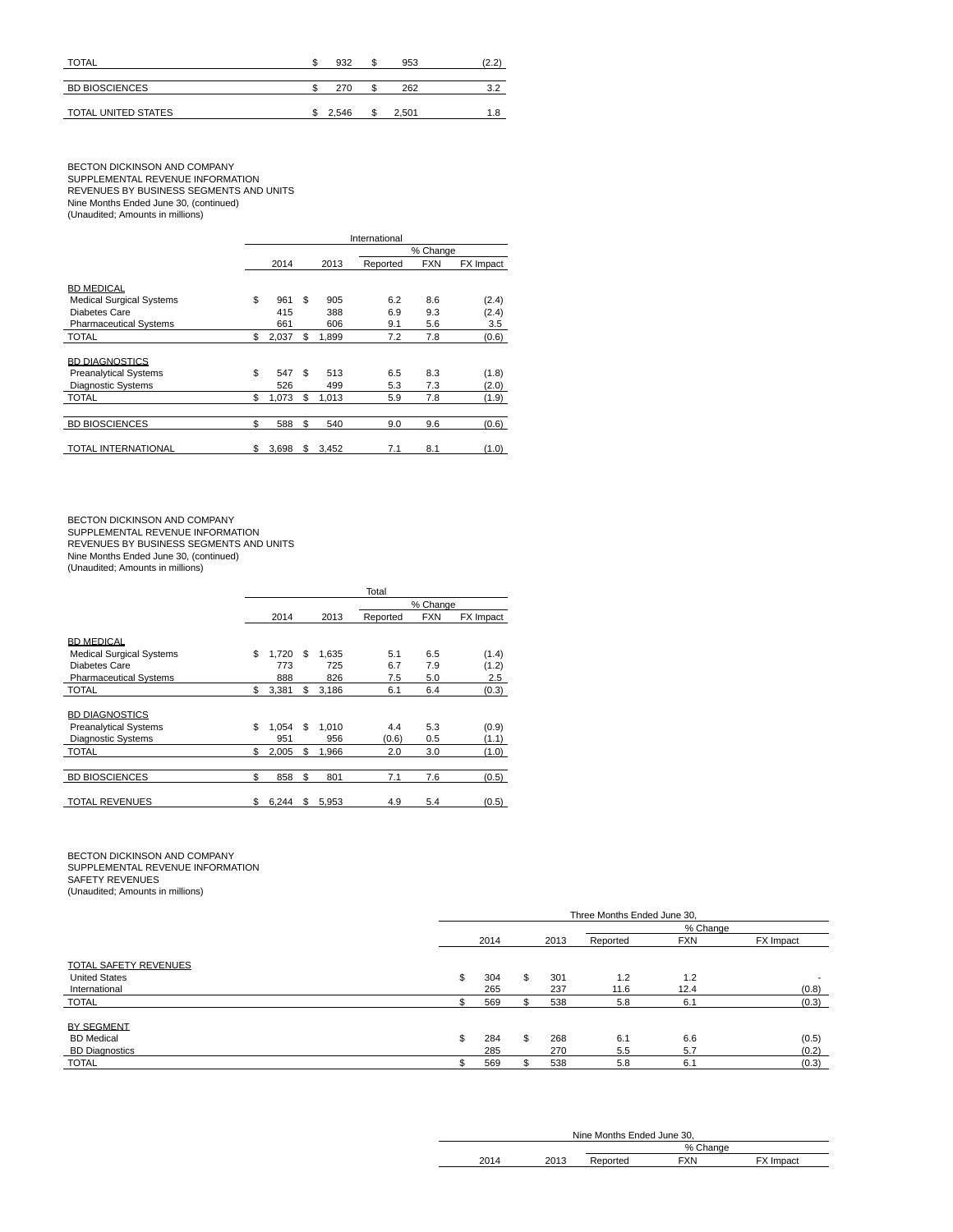| | | 2014 | | 2013 | % Change |
|---|---|---|---|---|---|
| TOTAL | $ | 932 | $ | 953 | (2.2) |
| BD BIOSCIENCES | $ | 270 | $ | 262 | 3.2 |
| TOTAL UNITED STATES | $ | 2,546 | $ | 2,501 | 1.8 |

BECTON DICKINSON AND COMPANY
SUPPLEMENTAL REVENUE INFORMATION
REVENUES BY BUSINESS SEGMENTS AND UNITS
Nine Months Ended June 30, (continued)
(Unaudited; Amounts in millions)

| | International | | | | |
|---|---|---|---|---|---|
| | | | % Change | | |
| | 2014 | 2013 | Reported | FXN | FX Impact |
| **BD MEDICAL** | | | | | |
| Medical Surgical Systems | $ 961 | $ 905 | 6.2 | 8.6 | (2.4) |
| Diabetes Care | 415 | 388 | 6.9 | 9.3 | (2.4) |
| Pharmaceutical Systems | 661 | 606 | 9.1 | 5.6 | 3.5 |
| TOTAL | $ 2,037 | $ 1,899 | 7.2 | 7.8 | (0.6) |
| **BD DIAGNOSTICS** | | | | | |
| Preanalytical Systems | $ 547 | $ 513 | 6.5 | 8.3 | (1.8) |
| Diagnostic Systems | 526 | 499 | 5.3 | 7.3 | (2.0) |
| TOTAL | $ 1,073 | $ 1,013 | 5.9 | 7.8 | (1.9) |
| BD BIOSCIENCES | $ 588 | $ 540 | 9.0 | 9.6 | (0.6) |
| TOTAL INTERNATIONAL | $ 3,698 | $ 3,452 | 7.1 | 8.1 | (1.0) |

BECTON DICKINSON AND COMPANY
SUPPLEMENTAL REVENUE INFORMATION
REVENUES BY BUSINESS SEGMENTS AND UNITS
Nine Months Ended June 30, (continued)
(Unaudited; Amounts in millions)

| | Total | | | | |
|---|---|---|---|---|---|
| | | | % Change | | |
| | 2014 | 2013 | Reported | FXN | FX Impact |
| **BD MEDICAL** | | | | | |
| Medical Surgical Systems | $ 1,720 | $ 1,635 | 5.1 | 6.5 | (1.4) |
| Diabetes Care | 773 | 725 | 6.7 | 7.9 | (1.2) |
| Pharmaceutical Systems | 888 | 826 | 7.5 | 5.0 | 2.5 |
| TOTAL | $ 3,381 | $ 3,186 | 6.1 | 6.4 | (0.3) |
| **BD DIAGNOSTICS** | | | | | |
| Preanalytical Systems | $ 1,054 | $ 1,010 | 4.4 | 5.3 | (0.9) |
| Diagnostic Systems | 951 | 956 | (0.6) | 0.5 | (1.1) |
| TOTAL | $ 2,005 | $ 1,966 | 2.0 | 3.0 | (1.0) |
| BD BIOSCIENCES | $ 858 | $ 801 | 7.1 | 7.6 | (0.5) |
| TOTAL REVENUES | $ 6,244 | $ 5,953 | 4.9 | 5.4 | (0.5) |

BECTON DICKINSON AND COMPANY
SUPPLEMENTAL REVENUE INFORMATION
SAFETY REVENUES
(Unaudited; Amounts in millions)

| | Three Months Ended June 30, | | | | |
|---|---|---|---|---|---|
| | | | % Change | | |
| | 2014 | 2013 | Reported | FXN | FX Impact |
| **TOTAL SAFETY REVENUES** | | | | | |
| United States | $ 304 | $ 301 | 1.2 | 1.2 | - |
| International | 265 | 237 | 11.6 | 12.4 | (0.8) |
| TOTAL | $ 569 | $ 538 | 5.8 | 6.1 | (0.3) |
| **BY SEGMENT** | | | | | |
| BD Medical | $ 284 | $ 268 | 6.1 | 6.6 | (0.5) |
| BD Diagnostics | 285 | 270 | 5.5 | 5.7 | (0.2) |
| TOTAL | $ 569 | $ 538 | 5.8 | 6.1 | (0.3) |

| Nine Months Ended June 30, | | | | |
|---|---|---|---|---|
| | | % Change | | |
| 2014 | 2013 | Reported | FXN | FX Impact |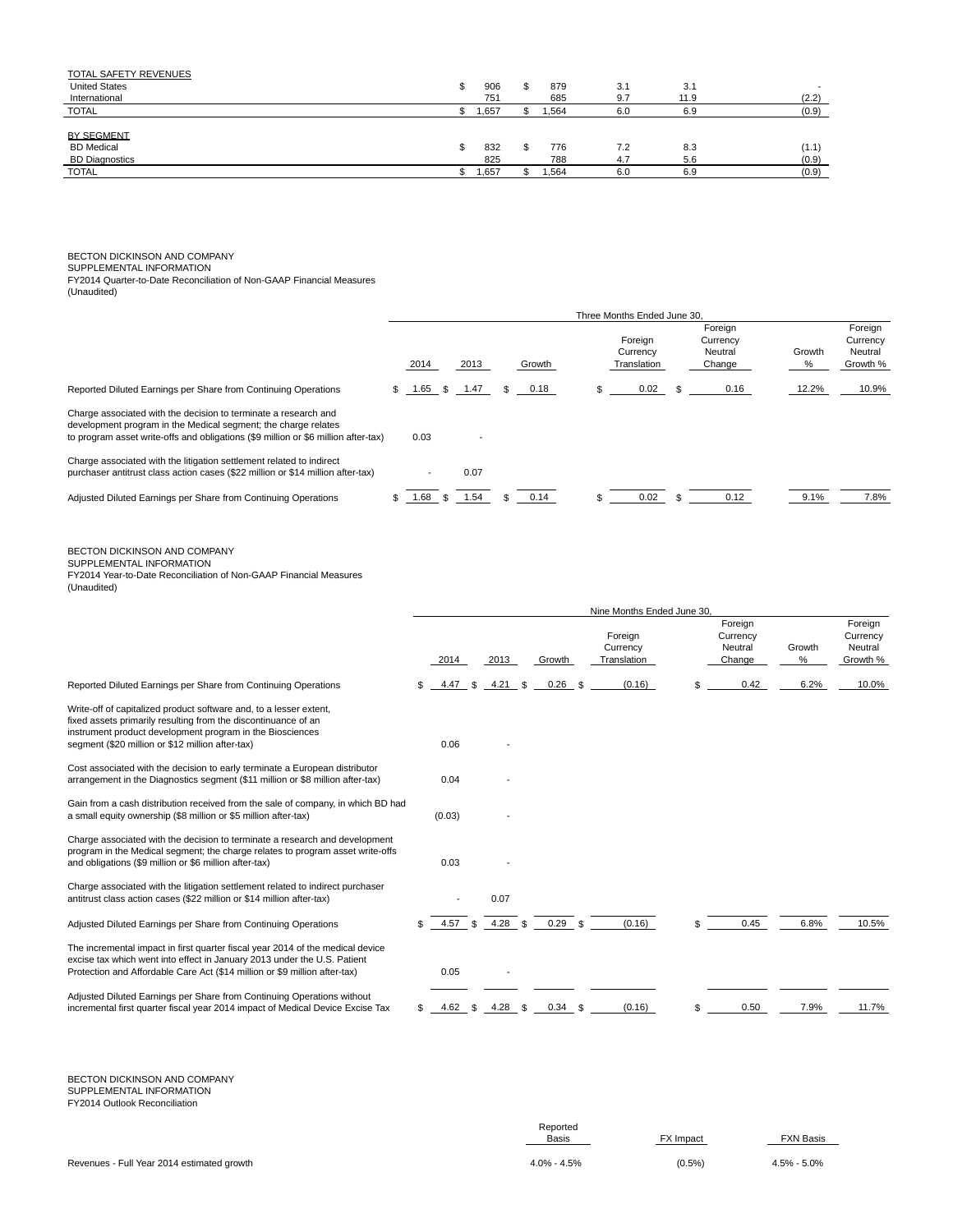| TOTAL SAFETY REVENUES | | | | | |
|---|---|---|---|---|---|
| United States | $ 906 | $ 879 | 3.1 | 3.1 | - |
| International | 751 | 685 | 9.7 | 11.9 | (2.2) |
| TOTAL | $ 1,657 | $ 1,564 | 6.0 | 6.9 | (0.9) |
| | | | | | |
| BY SEGMENT | | | | | |
| BD Medical | $ 832 | $ 776 | 7.2 | 8.3 | (1.1) |
| BD Diagnostics | 825 | 788 | 4.7 | 5.6 | (0.9) |
| TOTAL | $ 1,657 | $ 1,564 | 6.0 | 6.9 | (0.9) |

BECTON DICKINSON AND COMPANY
SUPPLEMENTAL INFORMATION
FY2014 Quarter-to-Date Reconciliation of Non-GAAP Financial Measures
(Unaudited)

| | Three Months Ended June 30, | | | | | | |
|---|---|---|---|---|---|---|---|
| | 2014 | 2013 | Growth | Foreign Currency Translation | Foreign Currency Neutral Change | Growth % | Foreign Currency Neutral Growth % |
| Reported Diluted Earnings per Share from Continuing Operations | $ 1.65 | $ 1.47 | $ 0.18 | $ 0.02 | $ 0.16 | 12.2% | 10.9% |
| Charge associated with the decision to terminate a research and development program in the Medical segment; the charge relates to program asset write-offs and obligations ($9 million or $6 million after-tax) | 0.03 | - | | | | | |
| Charge associated with the litigation settlement related to indirect purchaser antitrust class action cases ($22 million or $14 million after-tax) | - | 0.07 | | | | | |
| Adjusted Diluted Earnings per Share from Continuing Operations | $ 1.68 | $ 1.54 | $ 0.14 | $ 0.02 | $ 0.12 | 9.1% | 7.8% |

BECTON DICKINSON AND COMPANY
SUPPLEMENTAL INFORMATION
FY2014 Year-to-Date Reconciliation of Non-GAAP Financial Measures
(Unaudited)

| | Nine Months Ended June 30, | | | | | | |
|---|---|---|---|---|---|---|---|
| | 2014 | 2013 | Growth | Foreign Currency Translation | Foreign Currency Neutral Change | Growth % | Foreign Currency Neutral Growth % |
| Reported Diluted Earnings per Share from Continuing Operations | $ 4.47 | $ 4.21 | $ 0.26 | $ (0.16) | $ 0.42 | 6.2% | 10.0% |
| Write-off of capitalized product software and, to a lesser extent, fixed assets primarily resulting from the discontinuance of an instrument product development program in the Biosciences segment ($20 million or $12 million after-tax) | 0.06 | - | | | | | |
| Cost associated with the decision to early terminate a European distributor arrangement in the Diagnostics segment ($11 million or $8 million after-tax) | 0.04 | - | | | | | |
| Gain from a cash distribution received from the sale of company, in which BD had a small equity ownership ($8 million or $5 million after-tax) | (0.03) | - | | | | | |
| Charge associated with the decision to terminate a research and development program in the Medical segment; the charge relates to program asset write-offs and obligations ($9 million or $6 million after-tax) | 0.03 | - | | | | | |
| Charge associated with the litigation settlement related to indirect purchaser antitrust class action cases ($22 million or $14 million after-tax) | - | 0.07 | | | | | |
| Adjusted Diluted Earnings per Share from Continuing Operations | $ 4.57 | $ 4.28 | $ 0.29 | $ (0.16) | $ 0.45 | 6.8% | 10.5% |
| The incremental impact in first quarter fiscal year 2014 of the medical device excise tax which went into effect in January 2013 under the U.S. Patient Protection and Affordable Care Act ($14 million or $9 million after-tax) | 0.05 | - | | | | | |
| Adjusted Diluted Earnings per Share from Continuing Operations without incremental first quarter fiscal year 2014 impact of Medical Device Excise Tax | $ 4.62 | $ 4.28 | $ 0.34 | $ (0.16) | $ 0.50 | 7.9% | 11.7% |

BECTON DICKINSON AND COMPANY
SUPPLEMENTAL INFORMATION
FY2014 Outlook Reconciliation

| | Reported Basis | FX Impact | FXN Basis |
|---|---|---|---|
| Revenues - Full Year 2014 estimated growth | 4.0% - 4.5% | (0.5%) | 4.5% - 5.0% |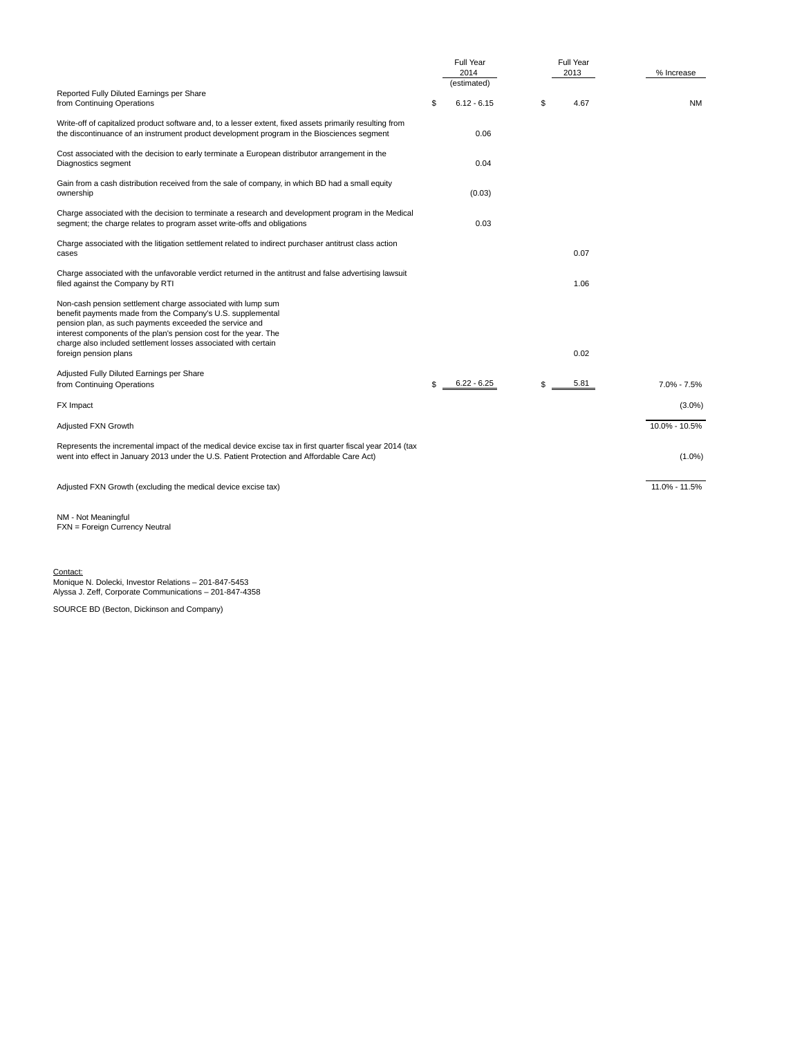| | Full Year 2014 (estimated) | Full Year 2013 | % Increase |
|---|---|---|---|
| Reported Fully Diluted Earnings per Share from Continuing Operations | $ 6.12 - 6.15 | $ 4.67 | NM |
| Write-off of capitalized product software and, to a lesser extent, fixed assets primarily resulting from the discontinuance of an instrument product development program in the Biosciences segment | 0.06 | | |
| Cost associated with the decision to early terminate a European distributor arrangement in the Diagnostics segment | 0.04 | | |
| Gain from a cash distribution received from the sale of company, in which BD had a small equity ownership | (0.03) | | |
| Charge associated with the decision to terminate a research and development program in the Medical segment; the charge relates to program asset write-offs and obligations | 0.03 | | |
| Charge associated with the litigation settlement related to indirect purchaser antitrust class action cases | | 0.07 | |
| Charge associated with the unfavorable verdict returned in the antitrust and false advertising lawsuit filed against the Company by RTI | | 1.06 | |
| Non-cash pension settlement charge associated with lump sum benefit payments made from the Company's U.S. supplemental pension plan, as such payments exceeded the service and interest components of the plan's pension cost for the year. The charge also included settlement losses associated with certain foreign pension plans | | 0.02 | |
| Adjusted Fully Diluted Earnings per Share from Continuing Operations | $ 6.22 - 6.25 | $ 5.81 | 7.0% - 7.5% |
| FX Impact | | | (3.0%) |
| Adjusted FXN Growth | | | 10.0% - 10.5% |
| Represents the incremental impact of the medical device excise tax in first quarter fiscal year 2014 (tax went into effect in January 2013 under the U.S. Patient Protection and Affordable Care Act) | | | (1.0%) |
| Adjusted FXN Growth (excluding the medical device excise tax) | | | 11.0% - 11.5% |

NM - Not Meaningful
FXN = Foreign Currency Neutral

Contact:
Monique N. Dolecki, Investor Relations – 201-847-5453
Alyssa J. Zeff, Corporate Communications – 201-847-4358

SOURCE BD (Becton, Dickinson and Company)